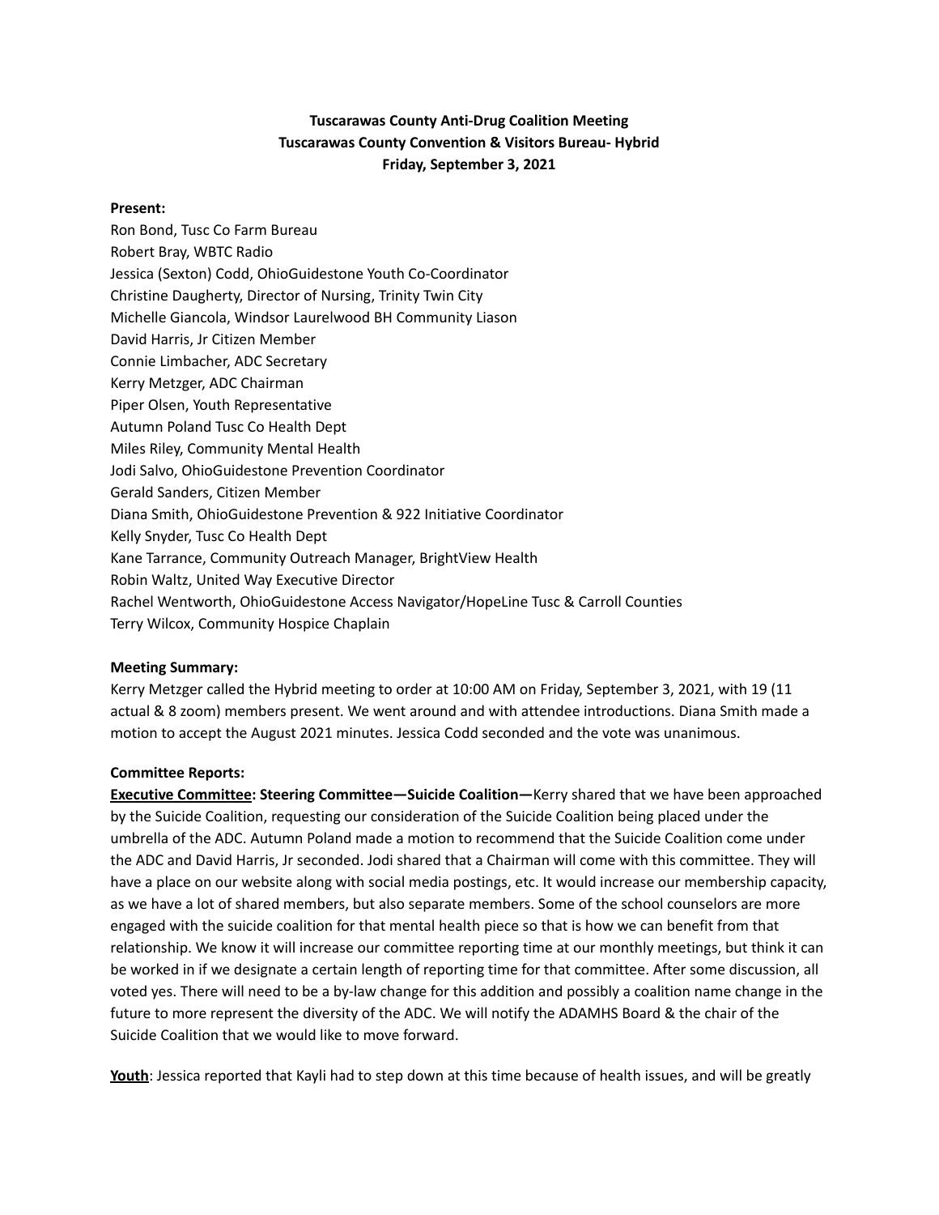**Tuscarawas County Anti-Drug Coalition Meeting**
**Tuscarawas County Convention & Visitors Bureau- Hybrid**
**Friday, September 3, 2021**

**Present:**

Ron Bond, Tusc Co Farm Bureau
Robert Bray, WBTC Radio
Jessica (Sexton) Codd, OhioGuidestone Youth Co-Coordinator
Christine Daugherty, Director of Nursing, Trinity Twin City
Michelle Giancola, Windsor Laurelwood BH Community Liason
David Harris, Jr Citizen Member
Connie Limbacher, ADC Secretary
Kerry Metzger, ADC Chairman
Piper Olsen, Youth Representative
Autumn Poland Tusc Co Health Dept
Miles Riley, Community Mental Health
Jodi Salvo, OhioGuidestone Prevention Coordinator
Gerald Sanders, Citizen Member
Diana Smith, OhioGuidestone Prevention & 922 Initiative Coordinator
Kelly Snyder, Tusc Co Health Dept
Kane Tarrance, Community Outreach Manager, BrightView Health
Robin Waltz, United Way Executive Director
Rachel Wentworth, OhioGuidestone Access Navigator/HopeLine Tusc & Carroll Counties
Terry Wilcox, Community Hospice Chaplain

**Meeting Summary:**

Kerry Metzger called the Hybrid meeting to order at 10:00 AM on Friday, September 3, 2021, with 19 (11 actual & 8 zoom) members present. We went around and with attendee introductions. Diana Smith made a motion to accept the August 2021 minutes. Jessica Codd seconded and the vote was unanimous.

**Committee Reports:**

**Executive Committee: Steering Committee—Suicide Coalition—**Kerry shared that we have been approached by the Suicide Coalition, requesting our consideration of the Suicide Coalition being placed under the umbrella of the ADC. Autumn Poland made a motion to recommend that the Suicide Coalition come under the ADC and David Harris, Jr seconded. Jodi shared that a Chairman will come with this committee. They will have a place on our website along with social media postings, etc. It would increase our membership capacity, as we have a lot of shared members, but also separate members. Some of the school counselors are more engaged with the suicide coalition for that mental health piece so that is how we can benefit from that relationship. We know it will increase our committee reporting time at our monthly meetings, but think it can be worked in if we designate a certain length of reporting time for that committee. After some discussion, all voted yes. There will need to be a by-law change for this addition and possibly a coalition name change in the future to more represent the diversity of the ADC. We will notify the ADAMHS Board & the chair of the Suicide Coalition that we would like to move forward.

**Youth**: Jessica reported that Kayli had to step down at this time because of health issues, and will be greatly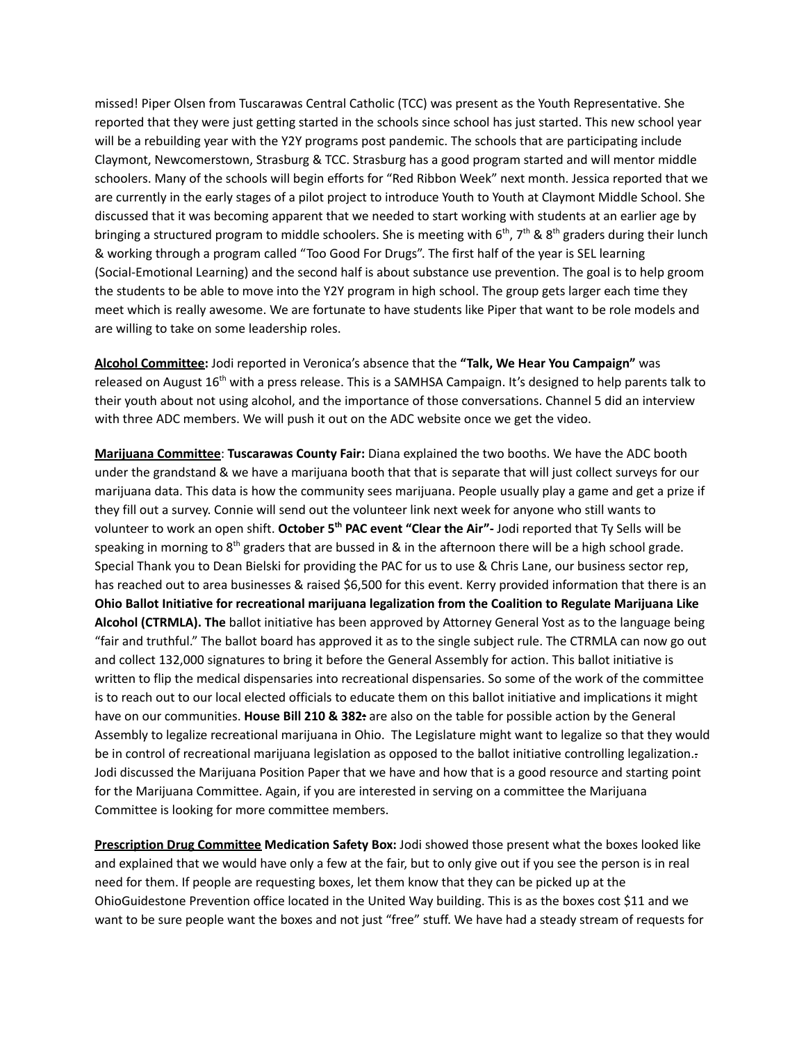missed! Piper Olsen from Tuscarawas Central Catholic (TCC) was present as the Youth Representative. She reported that they were just getting started in the schools since school has just started. This new school year will be a rebuilding year with the Y2Y programs post pandemic. The schools that are participating include Claymont, Newcomerstown, Strasburg & TCC. Strasburg has a good program started and will mentor middle schoolers. Many of the schools will begin efforts for "Red Ribbon Week" next month. Jessica reported that we are currently in the early stages of a pilot project to introduce Youth to Youth at Claymont Middle School. She discussed that it was becoming apparent that we needed to start working with students at an earlier age by bringing a structured program to middle schoolers. She is meeting with 6th, 7th & 8th graders during their lunch & working through a program called "Too Good For Drugs". The first half of the year is SEL learning (Social-Emotional Learning) and the second half is about substance use prevention. The goal is to help groom the students to be able to move into the Y2Y program in high school. The group gets larger each time they meet which is really awesome. We are fortunate to have students like Piper that want to be role models and are willing to take on some leadership roles.

**Alcohol Committee:** Jodi reported in Veronica's absence that the **"Talk, We Hear You Campaign"** was released on August 16th with a press release. This is a SAMHSA Campaign. It's designed to help parents talk to their youth about not using alcohol, and the importance of those conversations. Channel 5 did an interview with three ADC members. We will push it out on the ADC website once we get the video.

**Marijuana Committee**: **Tuscarawas County Fair:** Diana explained the two booths. We have the ADC booth under the grandstand & we have a marijuana booth that that is separate that will just collect surveys for our marijuana data. This data is how the community sees marijuana. People usually play a game and get a prize if they fill out a survey. Connie will send out the volunteer link next week for anyone who still wants to volunteer to work an open shift. **October 5th PAC event "Clear the Air"-** Jodi reported that Ty Sells will be speaking in morning to 8th graders that are bussed in & in the afternoon there will be a high school grade. Special Thank you to Dean Bielski for providing the PAC for us to use & Chris Lane, our business sector rep, has reached out to area businesses & raised $6,500 for this event. Kerry provided information that there is an **Ohio Ballot Initiative for recreational marijuana legalization from the Coalition to Regulate Marijuana Like Alcohol (CTRMLA). The** ballot initiative has been approved by Attorney General Yost as to the language being "fair and truthful." The ballot board has approved it as to the single subject rule. The CTRMLA can now go out and collect 132,000 signatures to bring it before the General Assembly for action. This ballot initiative is written to flip the medical dispensaries into recreational dispensaries. So some of the work of the committee is to reach out to our local elected officials to educate them on this ballot initiative and implications it might have on our communities. **House Bill 210 & 382:** are also on the table for possible action by the General Assembly to legalize recreational marijuana in Ohio. The Legislature might want to legalize so that they would be in control of recreational marijuana legislation as opposed to the ballot initiative controlling legalization. Jodi discussed the Marijuana Position Paper that we have and how that is a good resource and starting point for the Marijuana Committee. Again, if you are interested in serving on a committee the Marijuana Committee is looking for more committee members.

**Prescription Drug Committee** **Medication Safety Box:** Jodi showed those present what the boxes looked like and explained that we would have only a few at the fair, but to only give out if you see the person is in real need for them. If people are requesting boxes, let them know that they can be picked up at the OhioGuidestone Prevention office located in the United Way building. This is as the boxes cost $11 and we want to be sure people want the boxes and not just "free" stuff. We have had a steady stream of requests for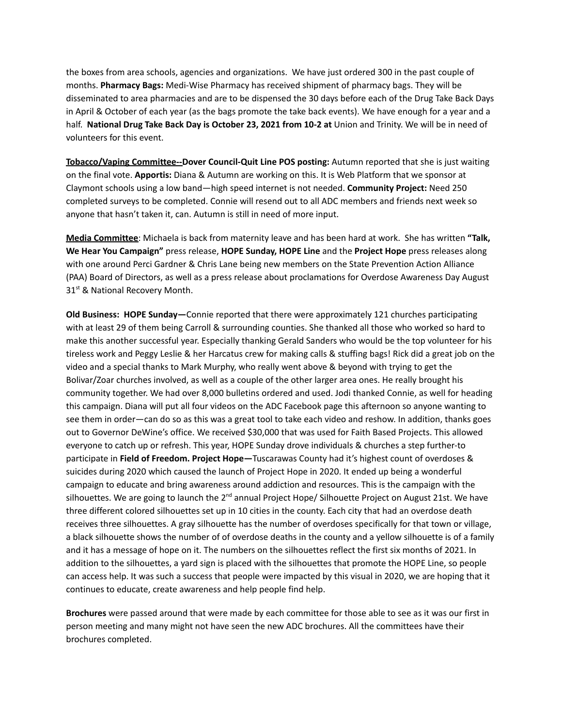the boxes from area schools, agencies and organizations. We have just ordered 300 in the past couple of months. **Pharmacy Bags:** Medi-Wise Pharmacy has received shipment of pharmacy bags. They will be disseminated to area pharmacies and are to be dispensed the 30 days before each of the Drug Take Back Days in April & October of each year (as the bags promote the take back events). We have enough for a year and a half. **National Drug Take Back Day is October 23, 2021 from 10-2 at** Union and Trinity. We will be in need of volunteers for this event.

**Tobacco/Vaping Committee--Dover Council-Quit Line POS posting:** Autumn reported that she is just waiting on the final vote. **Apportis:** Diana & Autumn are working on this. It is Web Platform that we sponsor at Claymont schools using a low band—high speed internet is not needed. **Community Project:** Need 250 completed surveys to be completed. Connie will resend out to all ADC members and friends next week so anyone that hasn't taken it, can. Autumn is still in need of more input.

**Media Committee**: Michaela is back from maternity leave and has been hard at work. She has written **"Talk, We Hear You Campaign"** press release, **HOPE Sunday, HOPE Line** and the **Project Hope** press releases along with one around Perci Gardner & Chris Lane being new members on the State Prevention Action Alliance (PAA) Board of Directors, as well as a press release about proclamations for Overdose Awareness Day August 31st & National Recovery Month.

**Old Business: HOPE Sunday—**Connie reported that there were approximately 121 churches participating with at least 29 of them being Carroll & surrounding counties. She thanked all those who worked so hard to make this another successful year. Especially thanking Gerald Sanders who would be the top volunteer for his tireless work and Peggy Leslie & her Harcatus crew for making calls & stuffing bags! Rick did a great job on the video and a special thanks to Mark Murphy, who really went above & beyond with trying to get the Bolivar/Zoar churches involved, as well as a couple of the other larger area ones. He really brought his community together. We had over 8,000 bulletins ordered and used. Jodi thanked Connie, as well for heading this campaign. Diana will put all four videos on the ADC Facebook page this afternoon so anyone wanting to see them in order—can do so as this was a great tool to take each video and reshow. In addition, thanks goes out to Governor DeWine's office. We received $30,000 that was used for Faith Based Projects. This allowed everyone to catch up or refresh. This year, HOPE Sunday drove individuals & churches a step further-to participate in **Field of Freedom. Project Hope—**Tuscarawas County had it's highest count of overdoses & suicides during 2020 which caused the launch of Project Hope in 2020. It ended up being a wonderful campaign to educate and bring awareness around addiction and resources. This is the campaign with the silhouettes. We are going to launch the 2nd annual Project Hope/ Silhouette Project on August 21st. We have three different colored silhouettes set up in 10 cities in the county. Each city that had an overdose death receives three silhouettes. A gray silhouette has the number of overdoses specifically for that town or village, a black silhouette shows the number of of overdose deaths in the county and a yellow silhouette is of a family and it has a message of hope on it. The numbers on the silhouettes reflect the first six months of 2021. In addition to the silhouettes, a yard sign is placed with the silhouettes that promote the HOPE Line, so people can access help. It was such a success that people were impacted by this visual in 2020, we are hoping that it continues to educate, create awareness and help people find help.

**Brochures** were passed around that were made by each committee for those able to see as it was our first in person meeting and many might not have seen the new ADC brochures. All the committees have their brochures completed.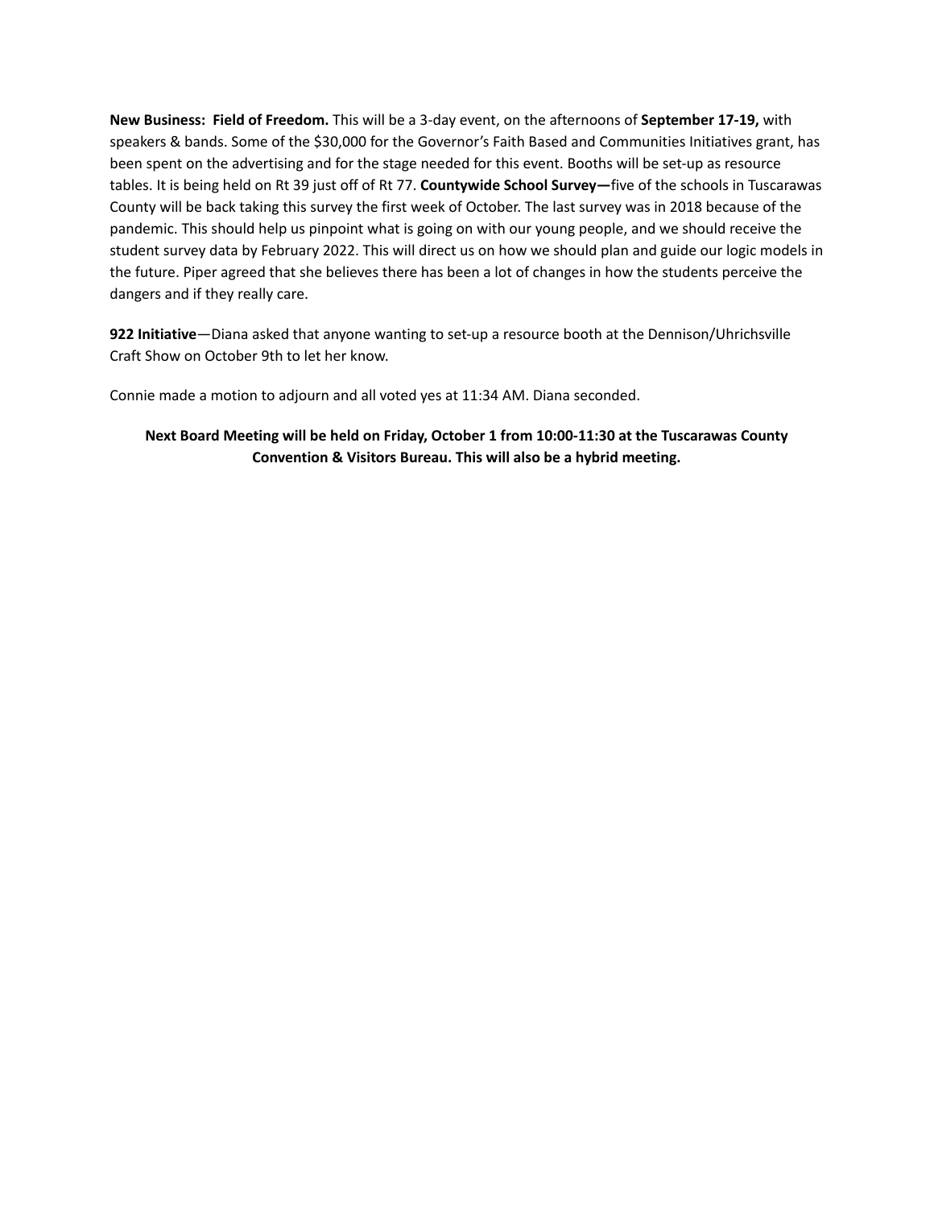**New Business: Field of Freedom.** This will be a 3-day event, on the afternoons of **September 17-19,** with speakers & bands. Some of the $30,000 for the Governor's Faith Based and Communities Initiatives grant, has been spent on the advertising and for the stage needed for this event. Booths will be set-up as resource tables. It is being held on Rt 39 just off of Rt 77. **Countywide School Survey—**five of the schools in Tuscarawas County will be back taking this survey the first week of October. The last survey was in 2018 because of the pandemic. This should help us pinpoint what is going on with our young people, and we should receive the student survey data by February 2022. This will direct us on how we should plan and guide our logic models in the future. Piper agreed that she believes there has been a lot of changes in how the students perceive the dangers and if they really care.

**922 Initiative**—Diana asked that anyone wanting to set-up a resource booth at the Dennison/Uhrichsville Craft Show on October 9th to let her know.

Connie made a motion to adjourn and all voted yes at 11:34 AM. Diana seconded.

**Next Board Meeting will be held on Friday, October 1 from 10:00-11:30 at the Tuscarawas County Convention & Visitors Bureau. This will also be a hybrid meeting.**